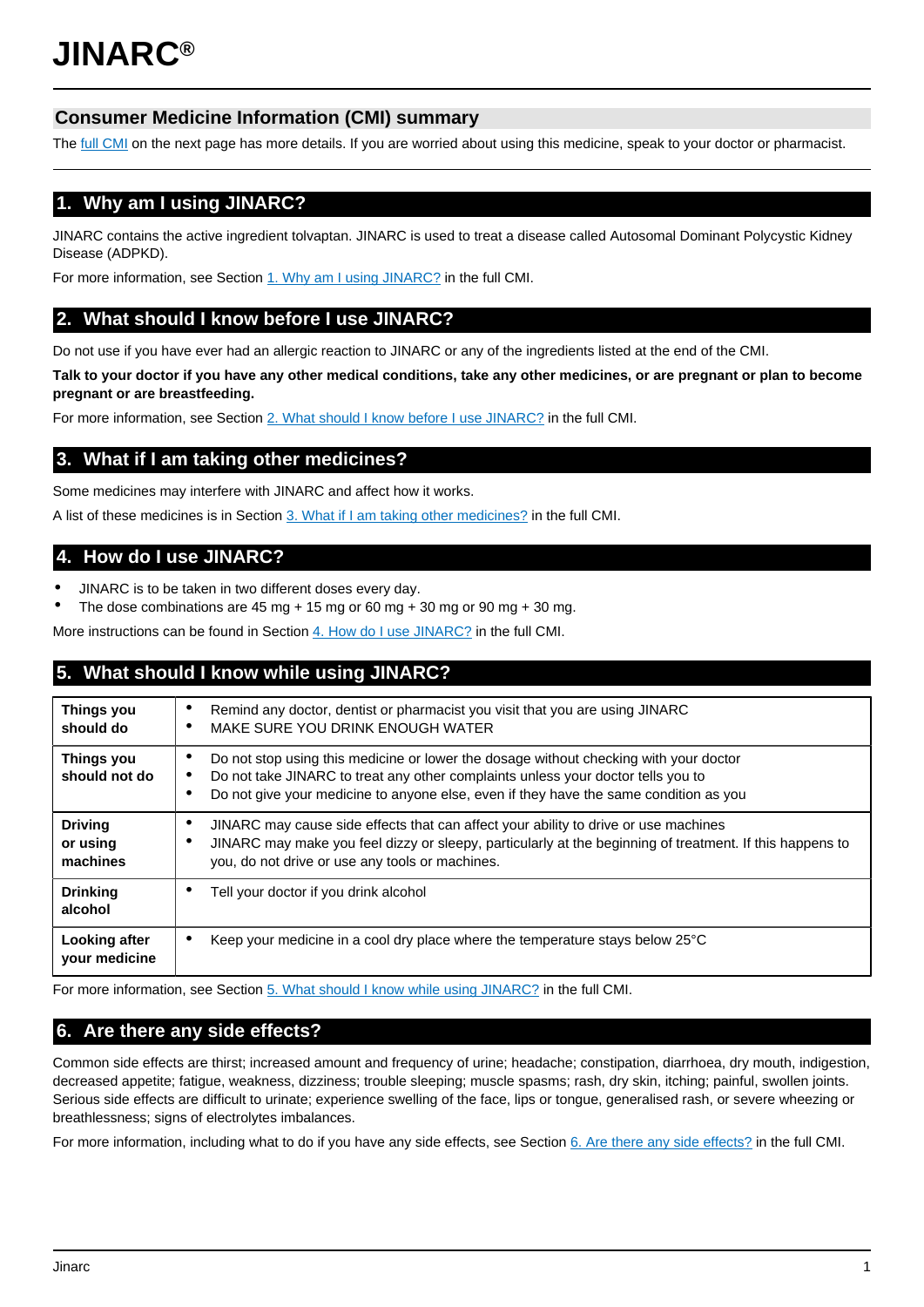# JINARC®

## Consumer Medicine Information (CMI) summary

The full CMI on the next page has more details. If you are worried about using this medicine, speak to your doctor or pharmacist.

## 1. Why am I using JINARC?

JINARC contains the active ingredient tolvaptan. JINARC is used to treat a disease called Autosomal Dominant Polycystic Kidney Disease (ADPKD).

For more information, see Section 1. Why am I using JINARC? in the full CMI.

## 2. What should I know before I use JINARC?

Do not use if you have ever had an allergic reaction to JINARC or any of the ingredients listed at the end of the CMI.

**Talk to your doctor if you have any other medical conditions, take any other medicines, or are pregnant or plan to become pregnant or are breastfeeding.**

For more information, see Section 2. What should I know before I use JINARC? in the full CMI.

## 3. What if I am taking other medicines?

Some medicines may interfere with JINARC and affect how it works.

A list of these medicines is in Section 3. What if I am taking other medicines? in the full CMI.

## 4. How do I use JINARC?

- JINARC is to be taken in two different doses every day.
- The dose combinations are 45 mg + 15 mg or 60 mg + 30 mg or 90 mg + 30 mg.

More instructions can be found in Section 4. How do I use JINARC? in the full CMI.

## 5. What should I know while using JINARC?

| | |
|---|---|
| **Things you should do** | • Remind any doctor, dentist or pharmacist you visit that you are using JINARC<br>• MAKE SURE YOU DRINK ENOUGH WATER |
| **Things you should not do** | • Do not stop using this medicine or lower the dosage without checking with your doctor<br>• Do not take JINARC to treat any other complaints unless your doctor tells you to<br>• Do not give your medicine to anyone else, even if they have the same condition as you |
| **Driving or using machines** | • JINARC may cause side effects that can affect your ability to drive or use machines<br>• JINARC may make you feel dizzy or sleepy, particularly at the beginning of treatment. If this happens to you, do not drive or use any tools or machines. |
| **Drinking alcohol** | • Tell your doctor if you drink alcohol |
| **Looking after your medicine** | • Keep your medicine in a cool dry place where the temperature stays below 25°C |

For more information, see Section 5. What should I know while using JINARC? in the full CMI.

## 6. Are there any side effects?

Common side effects are thirst; increased amount and frequency of urine; headache; constipation, diarrhoea, dry mouth, indigestion, decreased appetite; fatigue, weakness, dizziness; trouble sleeping; muscle spasms; rash, dry skin, itching; painful, swollen joints. Serious side effects are difficult to urinate; experience swelling of the face, lips or tongue, generalised rash, or severe wheezing or breathlessness; signs of electrolytes imbalances.

For more information, including what to do if you have any side effects, see Section 6. Are there any side effects? in the full CMI.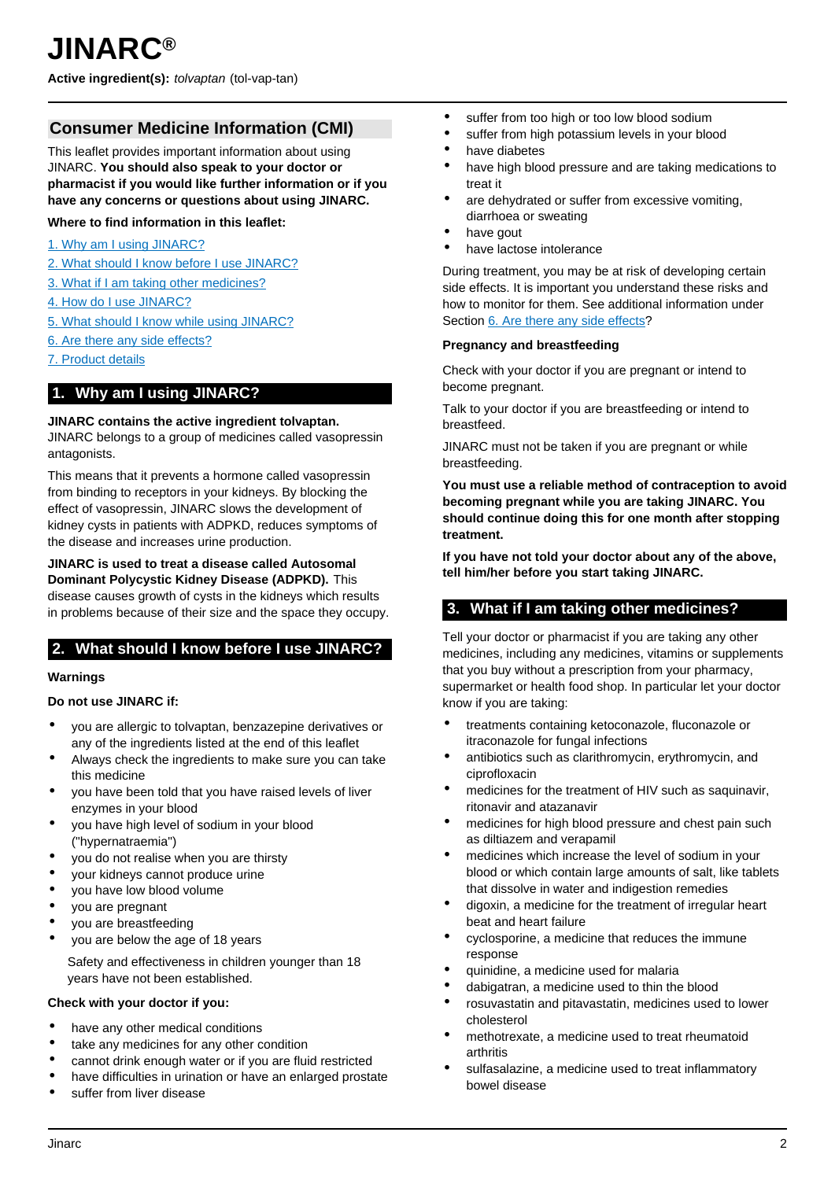# JINARC®

**Active ingredient(s):** *tolvaptan* (tol-vap-tan)

## Consumer Medicine Information (CMI)

This leaflet provides important information about using JINARC. **You should also speak to your doctor or pharmacist if you would like further information or if you have any concerns or questions about using JINARC.**

**Where to find information in this leaflet:**

1. Why am I using JINARC?
2. What should I know before I use JINARC?
3. What if I am taking other medicines?
4. How do I use JINARC?
5. What should I know while using JINARC?
6. Are there any side effects?
7. Product details

## 1. Why am I using JINARC?

**JINARC contains the active ingredient tolvaptan.** JINARC belongs to a group of medicines called vasopressin antagonists.

This means that it prevents a hormone called vasopressin from binding to receptors in your kidneys. By blocking the effect of vasopressin, JINARC slows the development of kidney cysts in patients with ADPKD, reduces symptoms of the disease and increases urine production.

**JINARC is used to treat a disease called Autosomal Dominant Polycystic Kidney Disease (ADPKD).** This disease causes growth of cysts in the kidneys which results in problems because of their size and the space they occupy.

## 2. What should I know before I use JINARC?

### Warnings

**Do not use JINARC if:**

- you are allergic to tolvaptan, benzazepine derivatives or any of the ingredients listed at the end of this leaflet
- Always check the ingredients to make sure you can take this medicine
- you have been told that you have raised levels of liver enzymes in your blood
- you have high level of sodium in your blood ("hypernatraemia")
- you do not realise when you are thirsty
- your kidneys cannot produce urine
- you have low blood volume
- you are pregnant
- you are breastfeeding
- you are below the age of 18 years

  Safety and effectiveness in children younger than 18 years have not been established.

**Check with your doctor if you:**

- have any other medical conditions
- take any medicines for any other condition
- cannot drink enough water or if you are fluid restricted
- have difficulties in urination or have an enlarged prostate
- suffer from liver disease
- suffer from too high or too low blood sodium
- suffer from high potassium levels in your blood
- have diabetes
- have high blood pressure and are taking medications to treat it
- are dehydrated or suffer from excessive vomiting, diarrhoea or sweating
- have gout
- have lactose intolerance

During treatment, you may be at risk of developing certain side effects. It is important you understand these risks and how to monitor for them. See additional information under Section 6. Are there any side effects?

**Pregnancy and breastfeeding**

Check with your doctor if you are pregnant or intend to become pregnant.

Talk to your doctor if you are breastfeeding or intend to breastfeed.

JINARC must not be taken if you are pregnant or while breastfeeding.

**You must use a reliable method of contraception to avoid becoming pregnant while you are taking JINARC. You should continue doing this for one month after stopping treatment.**

**If you have not told your doctor about any of the above, tell him/her before you start taking JINARC.**

## 3. What if I am taking other medicines?

Tell your doctor or pharmacist if you are taking any other medicines, including any medicines, vitamins or supplements that you buy without a prescription from your pharmacy, supermarket or health food shop. In particular let your doctor know if you are taking:

- treatments containing ketoconazole, fluconazole or itraconazole for fungal infections
- antibiotics such as clarithromycin, erythromycin, and ciprofloxacin
- medicines for the treatment of HIV such as saquinavir, ritonavir and atazanavir
- medicines for high blood pressure and chest pain such as diltiazem and verapamil
- medicines which increase the level of sodium in your blood or which contain large amounts of salt, like tablets that dissolve in water and indigestion remedies
- digoxin, a medicine for the treatment of irregular heart beat and heart failure
- cyclosporine, a medicine that reduces the immune response
- quinidine, a medicine used for malaria
- dabigatran, a medicine used to thin the blood
- rosuvastatin and pitavastatin, medicines used to lower cholesterol
- methotrexate, a medicine used to treat rheumatoid arthritis
- sulfasalazine, a medicine used to treat inflammatory bowel disease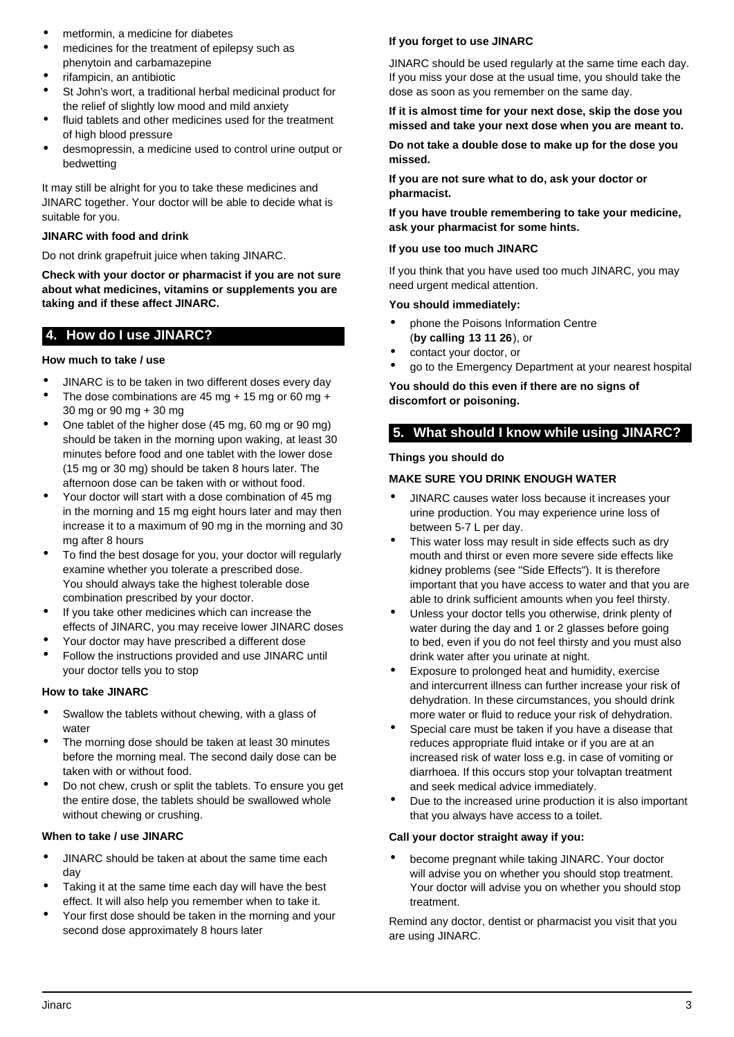- metformin, a medicine for diabetes
- medicines for the treatment of epilepsy such as phenytoin and carbamazepine
- rifampicin, an antibiotic
- St John's wort, a traditional herbal medicinal product for the relief of slightly low mood and mild anxiety
- fluid tablets and other medicines used for the treatment of high blood pressure
- desmopressin, a medicine used to control urine output or bedwetting

It may still be alright for you to take these medicines and JINARC together. Your doctor will be able to decide what is suitable for you.

**JINARC with food and drink**

Do not drink grapefruit juice when taking JINARC.

**Check with your doctor or pharmacist if you are not sure about what medicines, vitamins or supplements you are taking and if these affect JINARC.**

## 4. How do I use JINARC?

**How much to take / use**

- JINARC is to be taken in two different doses every day
- The dose combinations are 45 mg + 15 mg or 60 mg + 30 mg or 90 mg + 30 mg
- One tablet of the higher dose (45 mg, 60 mg or 90 mg) should be taken in the morning upon waking, at least 30 minutes before food and one tablet with the lower dose (15 mg or 30 mg) should be taken 8 hours later. The afternoon dose can be taken with or without food.
- Your doctor will start with a dose combination of 45 mg in the morning and 15 mg eight hours later and may then increase it to a maximum of 90 mg in the morning and 30 mg after 8 hours
- To find the best dosage for you, your doctor will regularly examine whether you tolerate a prescribed dose. You should always take the highest tolerable dose combination prescribed by your doctor.
- If you take other medicines which can increase the effects of JINARC, you may receive lower JINARC doses
- Your doctor may have prescribed a different dose
- Follow the instructions provided and use JINARC until your doctor tells you to stop

**How to take JINARC**

- Swallow the tablets without chewing, with a glass of water
- The morning dose should be taken at least 30 minutes before the morning meal. The second daily dose can be taken with or without food.
- Do not chew, crush or split the tablets. To ensure you get the entire dose, the tablets should be swallowed whole without chewing or crushing.

**When to take / use JINARC**

- JINARC should be taken at about the same time each day
- Taking it at the same time each day will have the best effect. It will also help you remember when to take it.
- Your first dose should be taken in the morning and your second dose approximately 8 hours later

**If you forget to use JINARC**

JINARC should be used regularly at the same time each day. If you miss your dose at the usual time, you should take the dose as soon as you remember on the same day.

**If it is almost time for your next dose, skip the dose you missed and take your next dose when you are meant to.**

**Do not take a double dose to make up for the dose you missed.**

**If you are not sure what to do, ask your doctor or pharmacist.**

**If you have trouble remembering to take your medicine, ask your pharmacist for some hints.**

**If you use too much JINARC**

If you think that you have used too much JINARC, you may need urgent medical attention.

**You should immediately:**

- phone the Poisons Information Centre (**by calling 13 11 26**), or
- contact your doctor, or
- go to the Emergency Department at your nearest hospital

**You should do this even if there are no signs of discomfort or poisoning.**

## 5. What should I know while using JINARC?

**Things you should do**

**MAKE SURE YOU DRINK ENOUGH WATER**

- JINARC causes water loss because it increases your urine production. You may experience urine loss of between 5-7 L per day.
- This water loss may result in side effects such as dry mouth and thirst or even more severe side effects like kidney problems (see "Side Effects"). It is therefore important that you have access to water and that you are able to drink sufficient amounts when you feel thirsty.
- Unless your doctor tells you otherwise, drink plenty of water during the day and 1 or 2 glasses before going to bed, even if you do not feel thirsty and you must also drink water after you urinate at night.
- Exposure to prolonged heat and humidity, exercise and intercurrent illness can further increase your risk of dehydration. In these circumstances, you should drink more water or fluid to reduce your risk of dehydration.
- Special care must be taken if you have a disease that reduces appropriate fluid intake or if you are at an increased risk of water loss e.g. in case of vomiting or diarrhoea. If this occurs stop your tolvaptan treatment and seek medical advice immediately.
- Due to the increased urine production it is also important that you always have access to a toilet.

**Call your doctor straight away if you:**

- become pregnant while taking JINARC. Your doctor will advise you on whether you should stop treatment. Your doctor will advise you on whether you should stop treatment.

Remind any doctor, dentist or pharmacist you visit that you are using JINARC.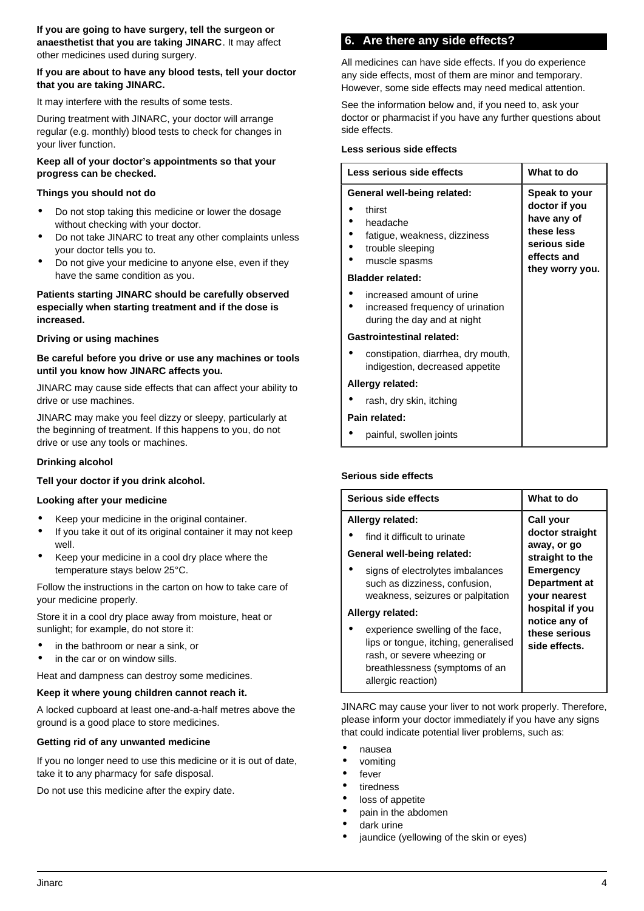**If you are going to have surgery, tell the surgeon or anaesthetist that you are taking JINARC**. It may affect other medicines used during surgery.

**If you are about to have any blood tests, tell your doctor that you are taking JINARC.**

It may interfere with the results of some tests.

During treatment with JINARC, your doctor will arrange regular (e.g. monthly) blood tests to check for changes in your liver function.

**Keep all of your doctor's appointments so that your progress can be checked.**

**Things you should not do**

- Do not stop taking this medicine or lower the dosage without checking with your doctor.
- Do not take JINARC to treat any other complaints unless your doctor tells you to.
- Do not give your medicine to anyone else, even if they have the same condition as you.

**Patients starting JINARC should be carefully observed especially when starting treatment and if the dose is increased.**

**Driving or using machines**

**Be careful before you drive or use any machines or tools until you know how JINARC affects you.**

JINARC may cause side effects that can affect your ability to drive or use machines.

JINARC may make you feel dizzy or sleepy, particularly at the beginning of treatment. If this happens to you, do not drive or use any tools or machines.

**Drinking alcohol**

**Tell your doctor if you drink alcohol.**

**Looking after your medicine**

- Keep your medicine in the original container.
- If you take it out of its original container it may not keep well.
- Keep your medicine in a cool dry place where the temperature stays below 25°C.

Follow the instructions in the carton on how to take care of your medicine properly.

Store it in a cool dry place away from moisture, heat or sunlight; for example, do not store it:

- in the bathroom or near a sink, or
- in the car or on window sills.

Heat and dampness can destroy some medicines.

**Keep it where young children cannot reach it.**

A locked cupboard at least one-and-a-half metres above the ground is a good place to store medicines.

**Getting rid of any unwanted medicine**

If you no longer need to use this medicine or it is out of date, take it to any pharmacy for safe disposal.

Do not use this medicine after the expiry date.

## 6. Are there any side effects?

All medicines can have side effects. If you do experience any side effects, most of them are minor and temporary. However, some side effects may need medical attention.

See the information below and, if you need to, ask your doctor or pharmacist if you have any further questions about side effects.

**Less serious side effects**

| Less serious side effects | What to do |
|---|---|
| **General well-being related:**<br>• thirst<br>• headache<br>• fatigue, weakness, dizziness<br>• trouble sleeping<br>• muscle spasms<br>**Bladder related:**<br>• increased amount of urine<br>• increased frequency of urination during the day and at night<br>**Gastrointestinal related:**<br>• constipation, diarrhea, dry mouth, indigestion, decreased appetite<br>**Allergy related:**<br>• rash, dry skin, itching<br>**Pain related:**<br>• painful, swollen joints | **Speak to your doctor if you have any of these less serious side effects and they worry you.** |

**Serious side effects**

| Serious side effects | What to do |
|---|---|
| **Allergy related:**<br>• find it difficult to urinate<br>**General well-being related:**<br>• signs of electrolytes imbalances such as dizziness, confusion, weakness, seizures or palpitation<br>**Allergy related:**<br>• experience swelling of the face, lips or tongue, itching, generalised rash, or severe wheezing or breathlessness (symptoms of an allergic reaction) | **Call your doctor straight away, or go straight to the Emergency Department at your nearest hospital if you notice any of these serious side effects.** |

JINARC may cause your liver to not work properly. Therefore, please inform your doctor immediately if you have any signs that could indicate potential liver problems, such as:

- nausea
- vomiting
- fever
- tiredness
- loss of appetite
- pain in the abdomen
- dark urine
- jaundice (yellowing of the skin or eyes)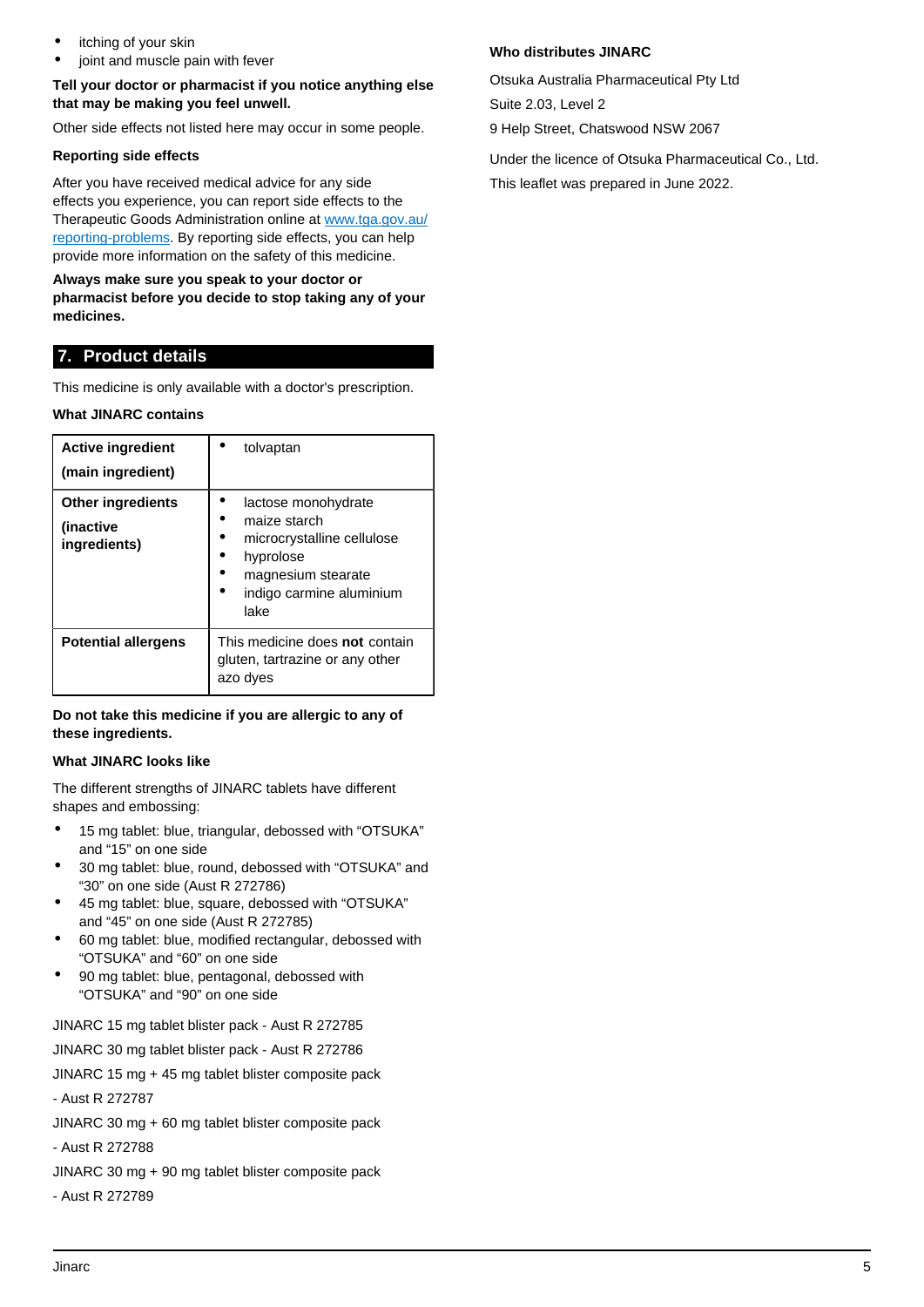- itching of your skin
- joint and muscle pain with fever

**Tell your doctor or pharmacist if you notice anything else that may be making you feel unwell.**

Other side effects not listed here may occur in some people.

**Reporting side effects**

After you have received medical advice for any side effects you experience, you can report side effects to the Therapeutic Goods Administration online at www.tga.gov.au/reporting-problems. By reporting side effects, you can help provide more information on the safety of this medicine.

**Always make sure you speak to your doctor or pharmacist before you decide to stop taking any of your medicines.**

## 7. Product details

This medicine is only available with a doctor's prescription.

**What JINARC contains**

| | |
|---|---|
| **Active ingredient (main ingredient)** | • tolvaptan |
| **Other ingredients (inactive ingredients)** | • lactose monohydrate<br>• maize starch<br>• microcrystalline cellulose<br>• hyprolose<br>• magnesium stearate<br>• indigo carmine aluminium lake |
| **Potential allergens** | This medicine does **not** contain gluten, tartrazine or any other azo dyes |

**Do not take this medicine if you are allergic to any of these ingredients.**

**What JINARC looks like**

The different strengths of JINARC tablets have different shapes and embossing:

- 15 mg tablet: blue, triangular, debossed with "OTSUKA" and "15" on one side
- 30 mg tablet: blue, round, debossed with "OTSUKA" and "30" on one side (Aust R 272786)
- 45 mg tablet: blue, square, debossed with "OTSUKA" and "45" on one side (Aust R 272785)
- 60 mg tablet: blue, modified rectangular, debossed with "OTSUKA" and "60" on one side
- 90 mg tablet: blue, pentagonal, debossed with "OTSUKA" and "90" on one side

JINARC 15 mg tablet blister pack - Aust R 272785

JINARC 30 mg tablet blister pack - Aust R 272786

JINARC 15 mg + 45 mg tablet blister composite pack

- Aust R 272787

JINARC 30 mg + 60 mg tablet blister composite pack

- Aust R 272788

JINARC 30 mg + 90 mg tablet blister composite pack

- Aust R 272789

**Who distributes JINARC**

Otsuka Australia Pharmaceutical Pty Ltd

Suite 2.03, Level 2

9 Help Street, Chatswood NSW 2067

Under the licence of Otsuka Pharmaceutical Co., Ltd.

This leaflet was prepared in June 2022.